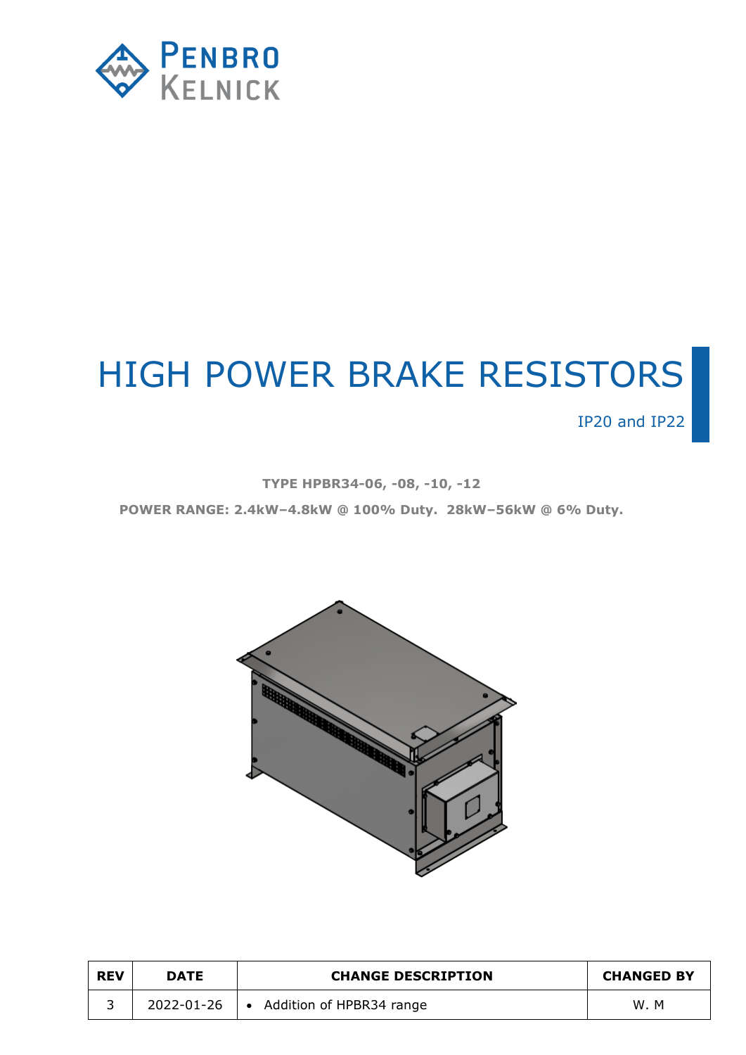PENBRO KELNICK

# HIGH POWER BRAKE RESISTORS

IP20 and IP22

**TYPE HPBR34-06, -08, -10, -12**

**POWER RANGE: 2.4kW–4.8kW @ 100% Duty. 28kW–56kW @ 6% Duty.**

| REV | DATE | CHANGE DESCRIPTION | CHANGED BY |
|---|---|---|---|
| 3 | 2022-01-26 | • Addition of HPBR34 range | W. M |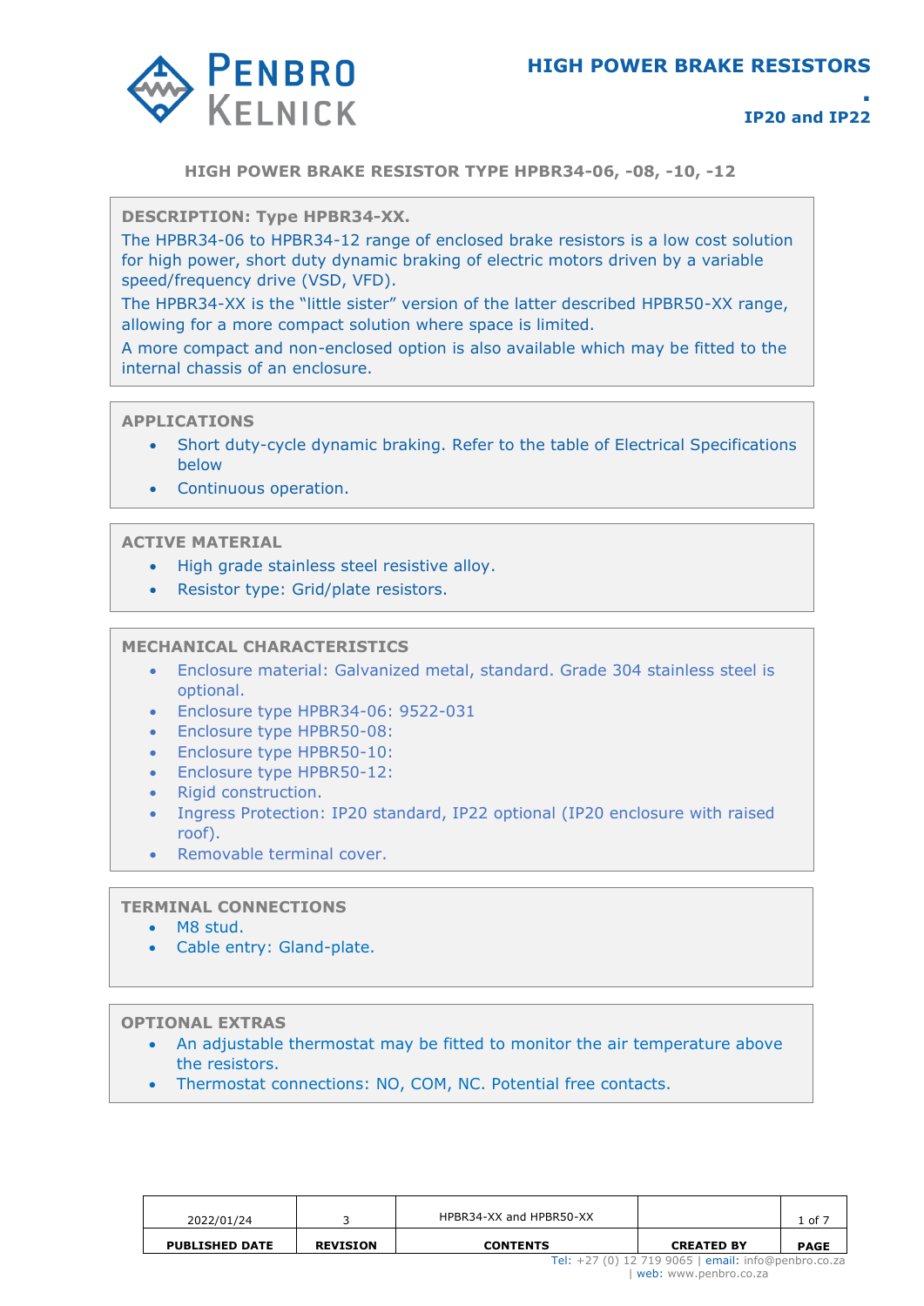## HIGH POWER BRAKE RESISTOR TYPE HPBR34-06, -08, -10, -12

**DESCRIPTION: Type HPBR34-XX.**

The HPBR34-06 to HPBR34-12 range of enclosed brake resistors is a low cost solution for high power, short duty dynamic braking of electric motors driven by a variable speed/frequency drive (VSD, VFD).

The HPBR34-XX is the “little sister” version of the latter described HPBR50-XX range, allowing for a more compact solution where space is limited.

A more compact and non-enclosed option is also available which may be fitted to the internal chassis of an enclosure.

**APPLICATIONS**

- Short duty-cycle dynamic braking. Refer to the table of Electrical Specifications below
- Continuous operation.

**ACTIVE MATERIAL**

- High grade stainless steel resistive alloy.
- Resistor type: Grid/plate resistors.

**MECHANICAL CHARACTERISTICS**

- Enclosure material: Galvanized metal, standard. Grade 304 stainless steel is optional.
- Enclosure type HPBR34-06: 9522-031
- Enclosure type HPBR50-08:
- Enclosure type HPBR50-10:
- Enclosure type HPBR50-12:
- Rigid construction.
- Ingress Protection: IP20 standard, IP22 optional (IP20 enclosure with raised roof).
- Removable terminal cover.

**TERMINAL CONNECTIONS**

- M8 stud.
- Cable entry: Gland-plate.

**OPTIONAL EXTRAS**

- An adjustable thermostat may be fitted to monitor the air temperature above the resistors.
- Thermostat connections: NO, COM, NC. Potential free contacts.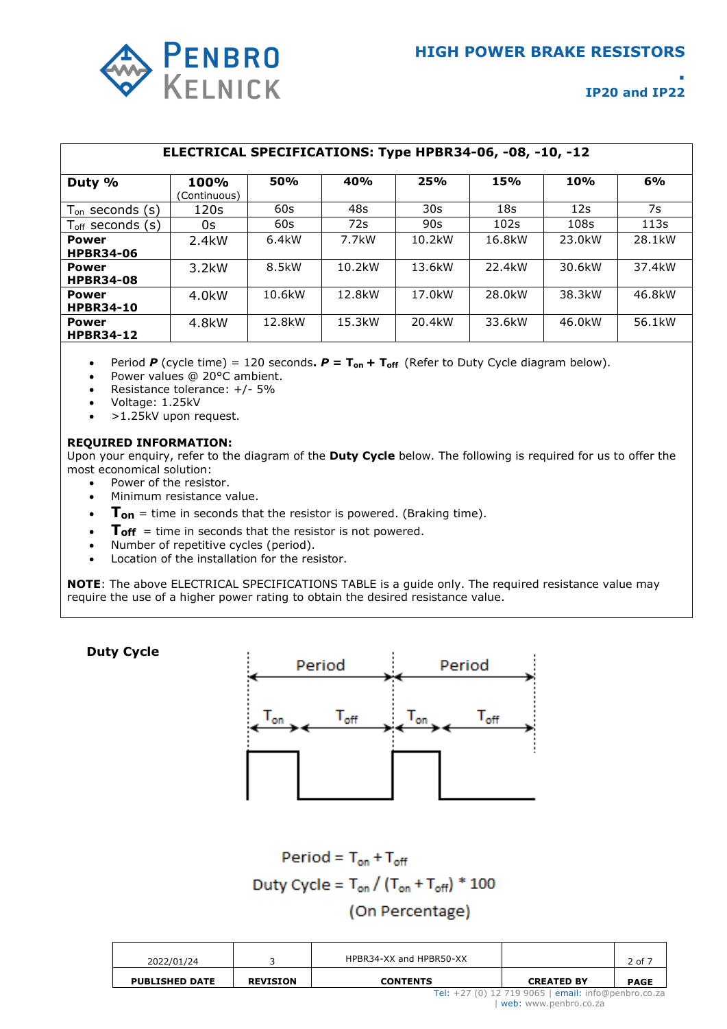## ELECTRICAL SPECIFICATIONS: Type HPBR34-06, -08, -10, -12

| **Duty %** | **100%** (Continuous) | **50%** | **40%** | **25%** | **15%** | **10%** | **6%** |
|---|---|---|---|---|---|---|---|
| $T_{on}$ seconds (s) | 120s | 60s | 48s | 30s | 18s | 12s | 7s |
| $T_{off}$ seconds (s) | 0s | 60s | 72s | 90s | 102s | 108s | 113s |
| **Power HPBR34-06** | 2.4kW | 6.4kW | 7.7kW | 10.2kW | 16.8kW | 23.0kW | 28.1kW |
| **Power HPBR34-08** | 3.2kW | 8.5kW | 10.2kW | 13.6kW | 22.4kW | 30.6kW | 37.4kW |
| **Power HPBR34-10** | 4.0kW | 10.6kW | 12.8kW | 17.0kW | 28.0kW | 38.3kW | 46.8kW |
| **Power HPBR34-12** | 4.8kW | 12.8kW | 15.3kW | 20.4kW | 33.6kW | 46.0kW | 56.1kW |

- Period ***P*** (cycle time) = 120 seconds. $P = T_{on} + T_{off}$ (Refer to Duty Cycle diagram below).
- Power values @ 20°C ambient.
- Resistance tolerance: +/- 5%
- Voltage: 1.25kV
- >1.25kV upon request.

**REQUIRED INFORMATION:**
Upon your enquiry, refer to the diagram of the **Duty Cycle** below. The following is required for us to offer the most economical solution:

- Power of the resistor.
- Minimum resistance value.
- $T_{on}$ = time in seconds that the resistor is powered. (Braking time).
- $T_{off}$ = time in seconds that the resistor is not powered.
- Number of repetitive cycles (period).
- Location of the installation for the resistor.

**NOTE**: The above ELECTRICAL SPECIFICATIONS TABLE is a guide only. The required resistance value may require the use of a higher power rating to obtain the desired resistance value.

**Duty Cycle**

Period | Period

$T_{on}$ | $T_{off}$ | $T_{on}$ | $T_{off}$

$$\text{Period} = T_{on} + T_{off}$$

$$\text{Duty Cycle} = T_{on} / (T_{on} + T_{off}) * 100$$

(On Percentage)

| 2022/01/24 | 3 | HPBR34-XX and HPBR50-XX | | 2 of 7 |
|---|---|---|---|---|
| **PUBLISHED DATE** | **REVISION** | **CONTENTS** | **CREATED BY** | **PAGE** |

Tel: +27 (0) 12 719 9065 | email: info@penbro.co.za | web: www.penbro.co.za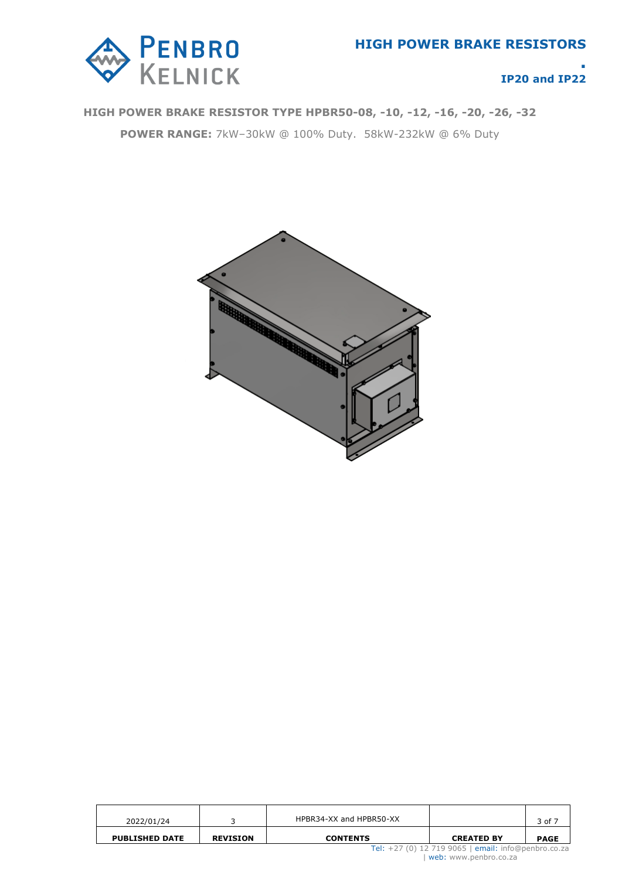## HIGH POWER BRAKE RESISTOR TYPE HPBR50-08, -10, -12, -16, -20, -26, -32

**POWER RANGE:** 7kW–30kW @ 100% Duty.  58kW-232kW @ 6% Duty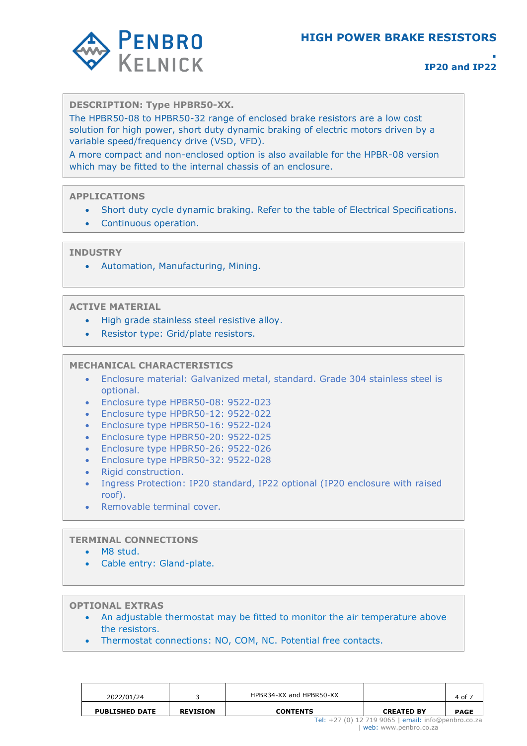## DESCRIPTION: Type HPBR50-XX.

The HPBR50-08 to HPBR50-32 range of enclosed brake resistors are a low cost solution for high power, short duty dynamic braking of electric motors driven by a variable speed/frequency drive (VSD, VFD).

A more compact and non-enclosed option is also available for the HPBR-08 version which may be fitted to the internal chassis of an enclosure.

## APPLICATIONS

- Short duty cycle dynamic braking. Refer to the table of Electrical Specifications.
- Continuous operation.

## INDUSTRY

- Automation, Manufacturing, Mining.

## ACTIVE MATERIAL

- High grade stainless steel resistive alloy.
- Resistor type: Grid/plate resistors.

## MECHANICAL CHARACTERISTICS

- Enclosure material: Galvanized metal, standard. Grade 304 stainless steel is optional.
- Enclosure type HPBR50-08: 9522-023
- Enclosure type HPBR50-12: 9522-022
- Enclosure type HPBR50-16: 9522-024
- Enclosure type HPBR50-20: 9522-025
- Enclosure type HPBR50-26: 9522-026
- Enclosure type HPBR50-32: 9522-028
- Rigid construction.
- Ingress Protection: IP20 standard, IP22 optional (IP20 enclosure with raised roof).
- Removable terminal cover.

## TERMINAL CONNECTIONS

- M8 stud.
- Cable entry: Gland-plate.

## OPTIONAL EXTRAS

- An adjustable thermostat may be fitted to monitor the air temperature above the resistors.
- Thermostat connections: NO, COM, NC. Potential free contacts.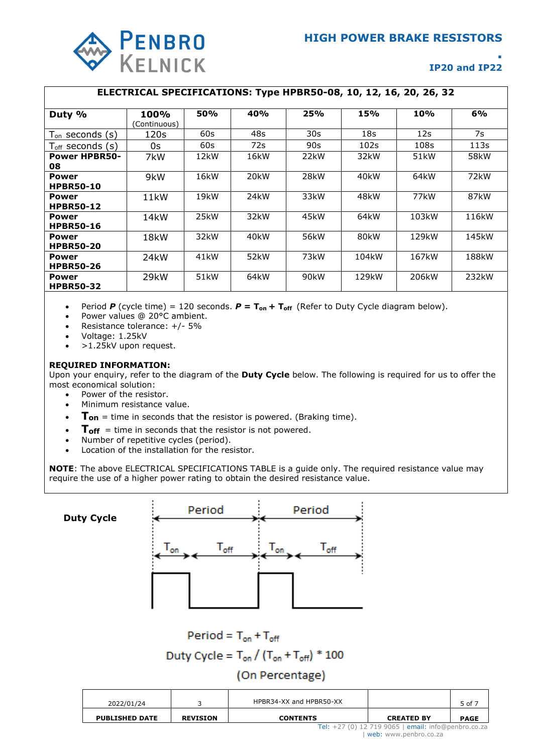# HIGH POWER BRAKE RESISTORS

## IP20 and IP22

| ELECTRICAL SPECIFICATIONS: Type HPBR50-08, 10, 12, 16, 20, 26, 32 | | | | | | | |
|---|---|---|---|---|---|---|---|
| **Duty %** | **100%** (Continuous) | **50%** | **40%** | **25%** | **15%** | **10%** | **6%** |
| $T_{on}$ seconds (s) | 120s | 60s | 48s | 30s | 18s | 12s | 7s |
| $T_{off}$ seconds (s) | 0s | 60s | 72s | 90s | 102s | 108s | 113s |
| **Power HPBR50-08** | 7kW | 12kW | 16kW | 22kW | 32kW | 51kW | 58kW |
| **Power HPBR50-10** | 9kW | 16kW | 20kW | 28kW | 40kW | 64kW | 72kW |
| **Power HPBR50-12** | 11kW | 19kW | 24kW | 33kW | 48kW | 77kW | 87kW |
| **Power HPBR50-16** | 14kW | 25kW | 32kW | 45kW | 64kW | 103kW | 116kW |
| **Power HPBR50-20** | 18kW | 32kW | 40kW | 56kW | 80kW | 129kW | 145kW |
| **Power HPBR50-26** | 24kW | 41kW | 52kW | 73kW | 104kW | 167kW | 188kW |
| **Power HPBR50-32** | 29kW | 51kW | 64kW | 90kW | 129kW | 206kW | 232kW |

- Period ***P*** (cycle time) = 120 seconds. ***P*** **=** $\mathbf{T_{on} + T_{off}}$ (Refer to Duty Cycle diagram below).
- Power values @ 20°C ambient.
- Resistance tolerance: +/- 5%
- Voltage: 1.25kV
- >1.25kV upon request.

**REQUIRED INFORMATION:**
Upon your enquiry, refer to the diagram of the **Duty Cycle** below. The following is required for us to offer the most economical solution:

- Power of the resistor.
- Minimum resistance value.
- $\mathbf{T_{on}}$ = time in seconds that the resistor is powered. (Braking time).
- $\mathbf{T_{off}}$ = time in seconds that the resistor is not powered.
- Number of repetitive cycles (period).
- Location of the installation for the resistor.

**NOTE**: The above ELECTRICAL SPECIFICATIONS TABLE is a guide only. The required resistance value may require the use of a higher power rating to obtain the desired resistance value.

**Duty Cycle**

Period = $T_{on} + T_{off}$

Duty Cycle = $T_{on} / (T_{on} + T_{off}) * 100$

(On Percentage)

| 2022/01/24 | 3 | HPBR34-XX and HPBR50-XX | | |
|---|---|---|---|---|
| **PUBLISHED DATE** | **REVISION** | **CONTENTS** | **CREATED BY** | **PAGE** |

Tel: +27 (0) 12 719 9065 | email: info@penbro.co.za | web: www.penbro.co.za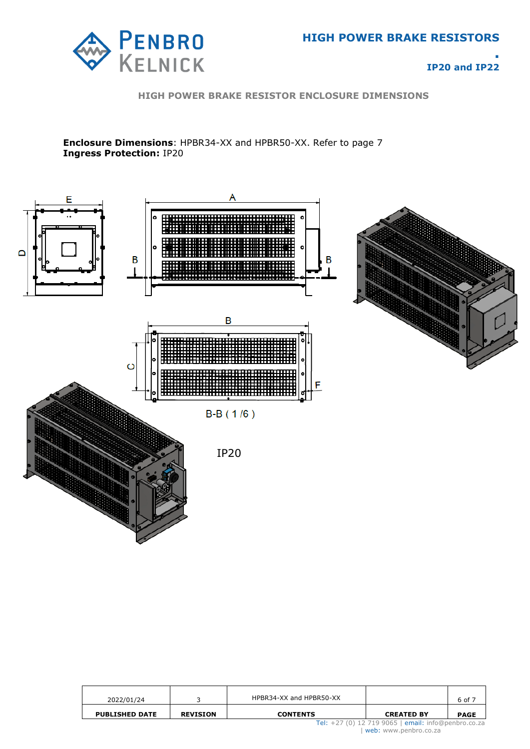## HIGH POWER BRAKE RESISTOR ENCLOSURE DIMENSIONS

**Enclosure Dimensions**: HPBR34-XX and HPBR50-XX. Refer to page 7
**Ingress Protection:** IP20

B-B ( 1 /6 )

IP20

| 2022/01/24 | 3 | HPBR34-XX and HPBR50-XX | | 6 of 7 |
|---|---|---|---|---|
| **PUBLISHED DATE** | **REVISION** | **CONTENTS** | **CREATED BY** | **PAGE** |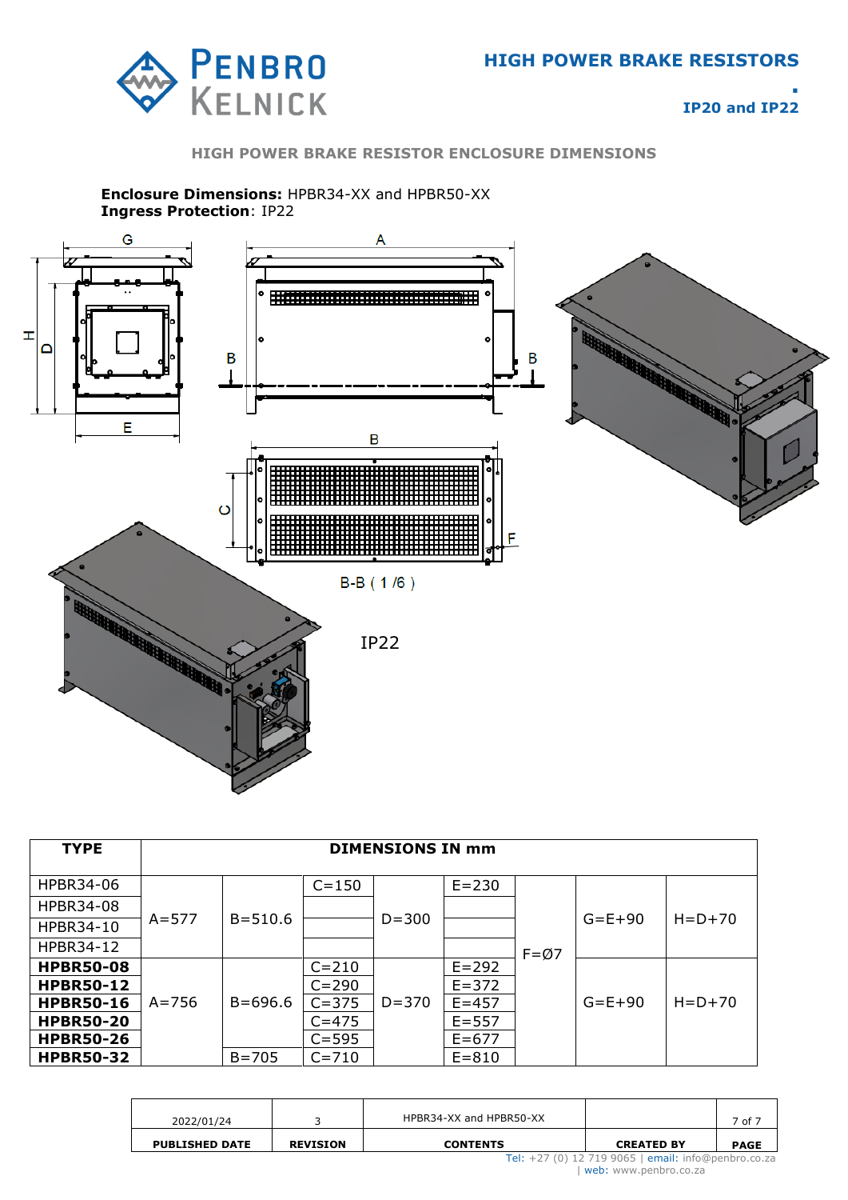# HIGH POWER BRAKE RESISTORS

**IP20 and IP22**

## HIGH POWER BRAKE RESISTOR ENCLOSURE DIMENSIONS

**Enclosure Dimensions:** HPBR34-XX and HPBR50-XX
**Ingress Protection**: IP22

G
A
H
D
B
B
E
B
C
F
B-B ( 1 /6 )

IP22

| TYPE | DIMENSIONS IN mm | | | | | | | |
|---|---|---|---|---|---|---|---|---|
| HPBR34-06 | A=577 | B=510.6 | C=150 | D=300 | E=230 | F=Ø7 | G=E+90 | H=D+70 |
| HPBR34-08 | | | | | | | | |
| HPBR34-10 | | | | | | | | |
| HPBR34-12 | | | | | | | | |
| **HPBR50-08** | A=756 | B=696.6 | C=210 | D=370 | E=292 | | G=E+90 | H=D+70 |
| **HPBR50-12** | | | C=290 | | E=372 | | | |
| **HPBR50-16** | | | C=375 | | E=457 | | | |
| **HPBR50-20** | | | C=475 | | E=557 | | | |
| **HPBR50-26** | | | C=595 | | E=677 | | | |
| **HPBR50-32** | | B=705 | C=710 | | E=810 | | | |

| 2022/01/24 | 3 | HPBR34-XX and HPBR50-XX | | 7 of 7 |
|---|---|---|---|---|
| **PUBLISHED DATE** | **REVISION** | **CONTENTS** | **CREATED BY** | **PAGE** |

Tel: +27 (0) 12 719 9065 | email: info@penbro.co.za | web: www.penbro.co.za